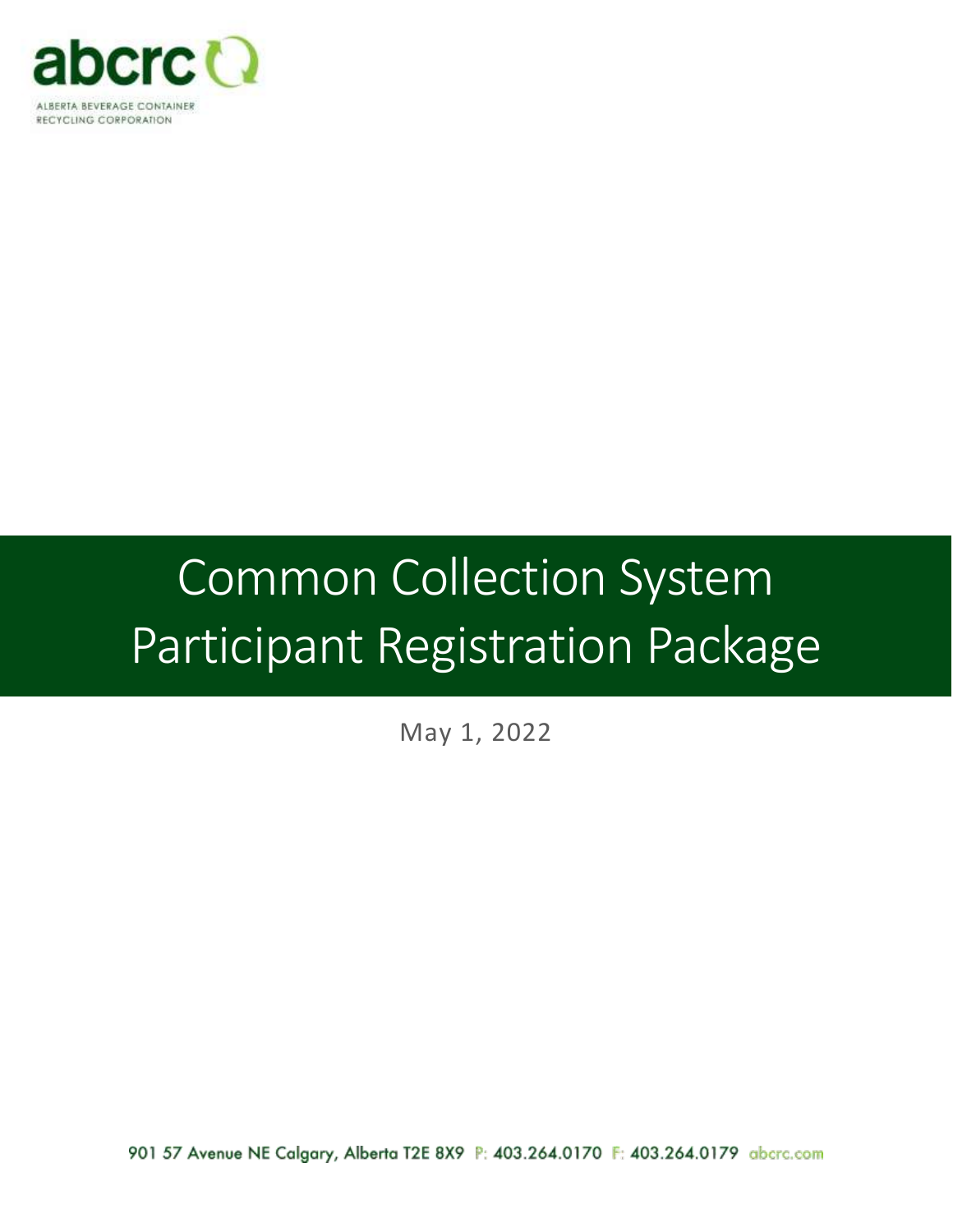abcrc

ALBERTA BEVERAGE CONTAINER RECYCLING CORPORATION

# Common Collection System Participant Registration Package

May 1, 2022

901 57 Avenue NE Calgary, Alberta T2E 8X9 P: 403.264.0170 F: 403.264.0179 abcrc.com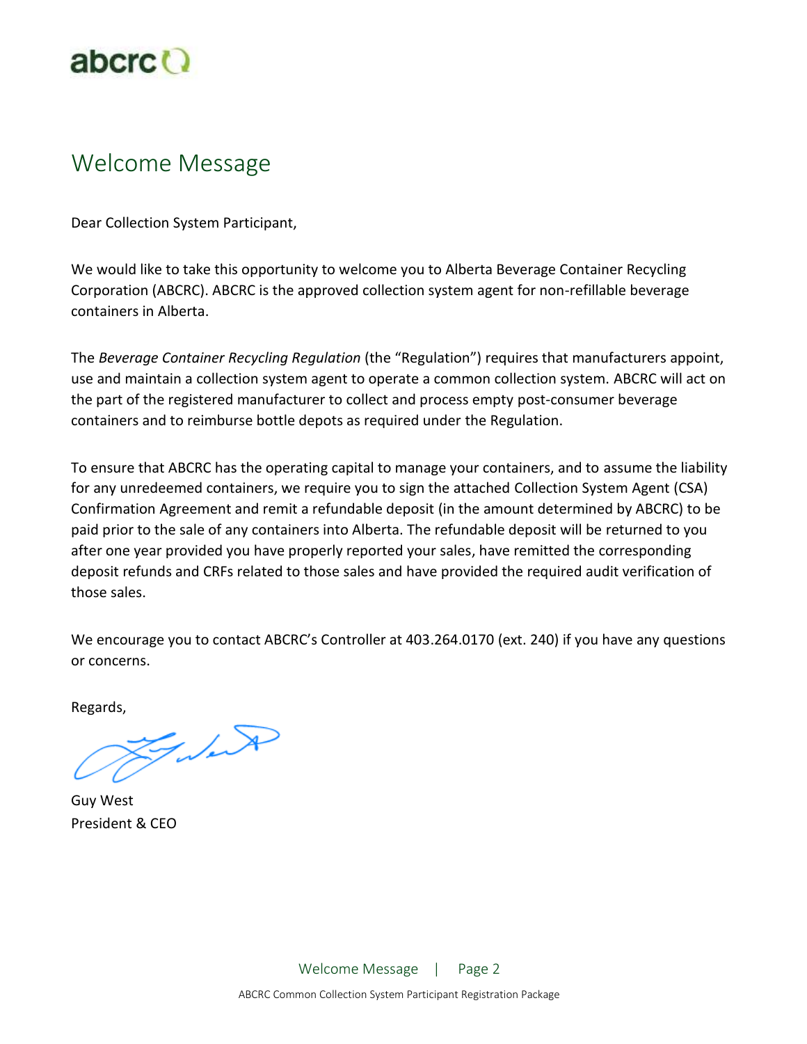# Welcome Message

Dear Collection System Participant,

We would like to take this opportunity to welcome you to Alberta Beverage Container Recycling Corporation (ABCRC). ABCRC is the approved collection system agent for non-refillable beverage containers in Alberta.

The *Beverage Container Recycling Regulation* (the "Regulation") requires that manufacturers appoint, use and maintain a collection system agent to operate a common collection system. ABCRC will act on the part of the registered manufacturer to collect and process empty post-consumer beverage containers and to reimburse bottle depots as required under the Regulation.

To ensure that ABCRC has the operating capital to manage your containers, and to assume the liability for any unredeemed containers, we require you to sign the attached Collection System Agent (CSA) Confirmation Agreement and remit a refundable deposit (in the amount determined by ABCRC) to be paid prior to the sale of any containers into Alberta. The refundable deposit will be returned to you after one year provided you have properly reported your sales, have remitted the corresponding deposit refunds and CRFs related to those sales and have provided the required audit verification of those sales.

We encourage you to contact ABCRC's Controller at 403.264.0170 (ext. 240) if you have any questions or concerns.

Regards,

Guy West
President & CEO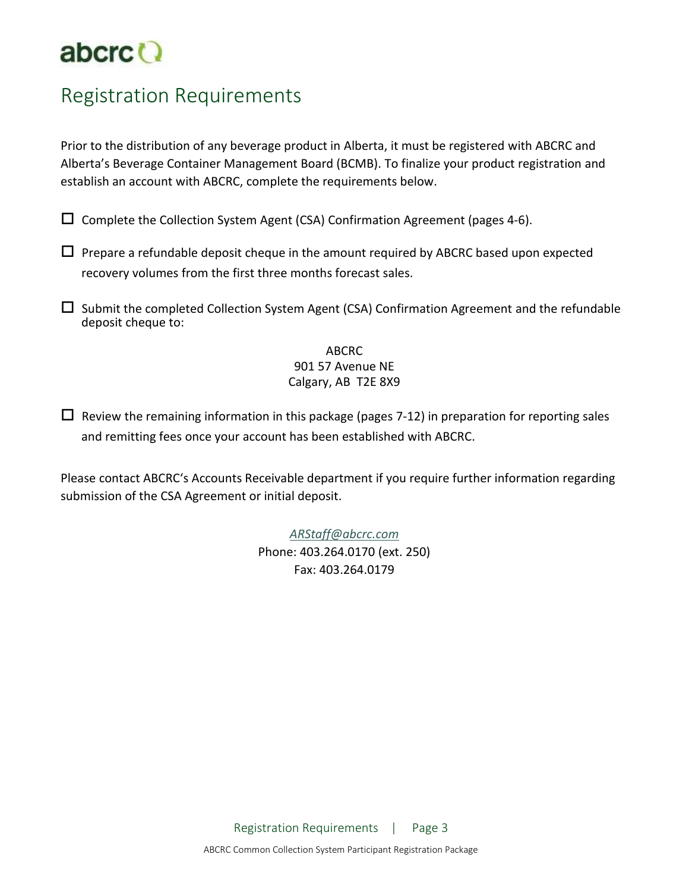# Registration Requirements

Prior to the distribution of any beverage product in Alberta, it must be registered with ABCRC and Alberta's Beverage Container Management Board (BCMB). To finalize your product registration and establish an account with ABCRC, complete the requirements below.

- ☐ Complete the Collection System Agent (CSA) Confirmation Agreement (pages 4-6).
- ☐ Prepare a refundable deposit cheque in the amount required by ABCRC based upon expected recovery volumes from the first three months forecast sales.
- ☐ Submit the completed Collection System Agent (CSA) Confirmation Agreement and the refundable deposit cheque to:

  ABCRC
  901 57 Avenue NE
  Calgary, AB T2E 8X9

- ☐ Review the remaining information in this package (pages 7-12) in preparation for reporting sales and remitting fees once your account has been established with ABCRC.

Please contact ABCRC's Accounts Receivable department if you require further information regarding submission of the CSA Agreement or initial deposit.

*ARStaff@abcrc.com*
Phone: 403.264.0170 (ext. 250)
Fax: 403.264.0179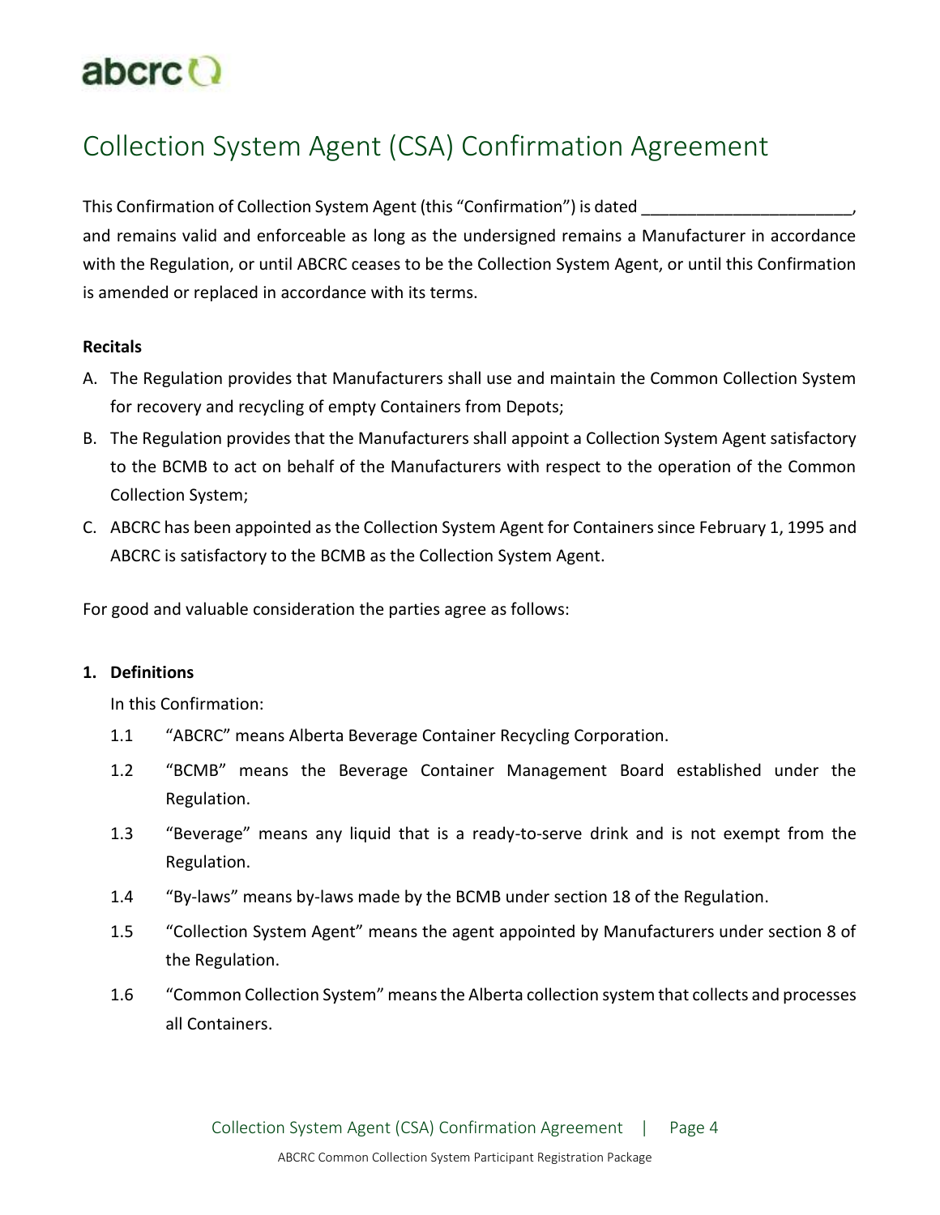# Collection System Agent (CSA) Confirmation Agreement

This Confirmation of Collection System Agent (this "Confirmation") is dated ______________________, and remains valid and enforceable as long as the undersigned remains a Manufacturer in accordance with the Regulation, or until ABCRC ceases to be the Collection System Agent, or until this Confirmation is amended or replaced in accordance with its terms.

**Recitals**

A. The Regulation provides that Manufacturers shall use and maintain the Common Collection System for recovery and recycling of empty Containers from Depots;

B. The Regulation provides that the Manufacturers shall appoint a Collection System Agent satisfactory to the BCMB to act on behalf of the Manufacturers with respect to the operation of the Common Collection System;

C. ABCRC has been appointed as the Collection System Agent for Containers since February 1, 1995 and ABCRC is satisfactory to the BCMB as the Collection System Agent.

For good and valuable consideration the parties agree as follows:

**1. Definitions**

In this Confirmation:

1.1 "ABCRC" means Alberta Beverage Container Recycling Corporation.

1.2 "BCMB" means the Beverage Container Management Board established under the Regulation.

1.3 "Beverage" means any liquid that is a ready-to-serve drink and is not exempt from the Regulation.

1.4 "By-laws" means by-laws made by the BCMB under section 18 of the Regulation.

1.5 "Collection System Agent" means the agent appointed by Manufacturers under section 8 of the Regulation.

1.6 "Common Collection System" means the Alberta collection system that collects and processes all Containers.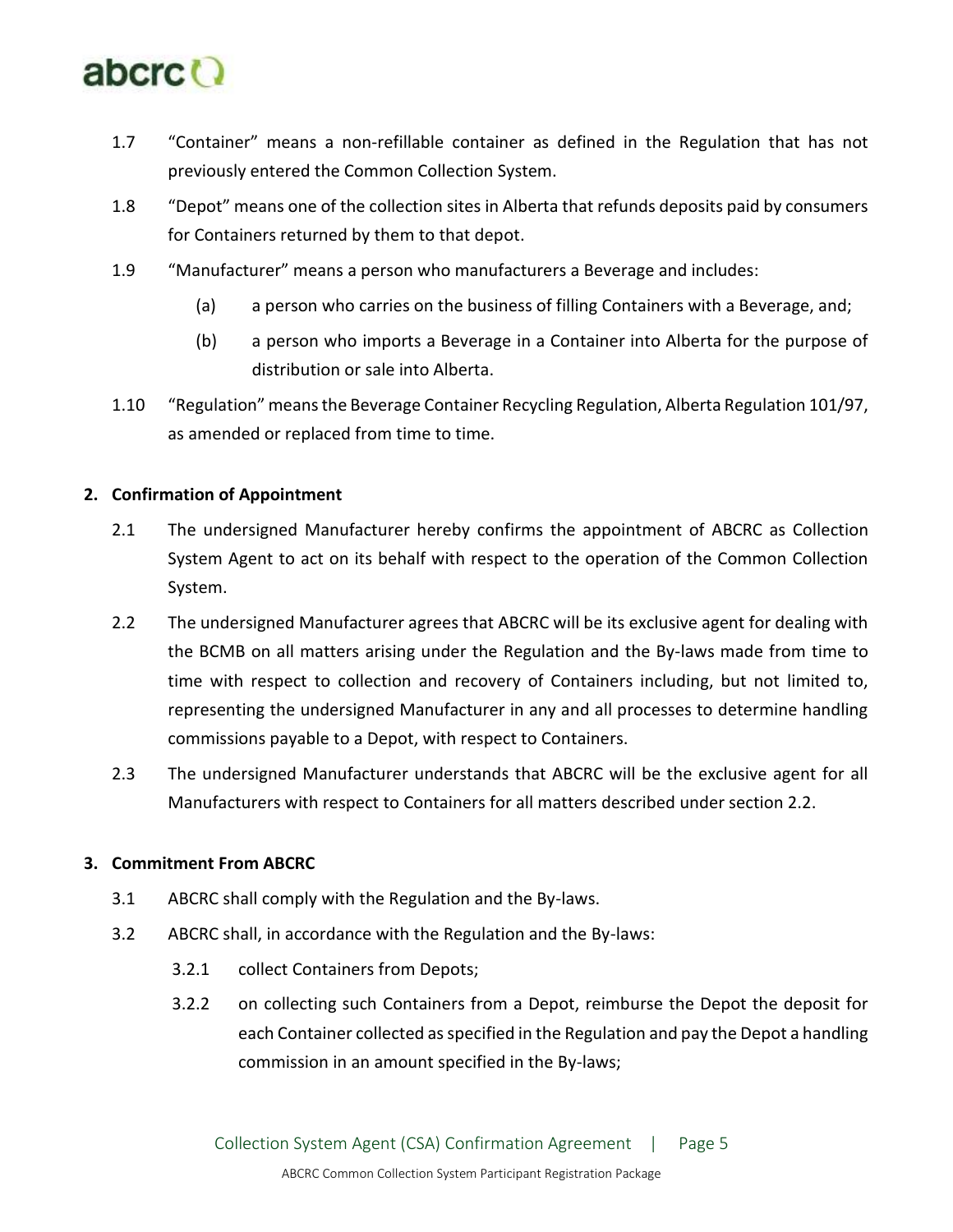1.7 "Container" means a non-refillable container as defined in the Regulation that has not previously entered the Common Collection System.

1.8 "Depot" means one of the collection sites in Alberta that refunds deposits paid by consumers for Containers returned by them to that depot.

1.9 "Manufacturer" means a person who manufacturers a Beverage and includes:

 (a) a person who carries on the business of filling Containers with a Beverage, and;

 (b) a person who imports a Beverage in a Container into Alberta for the purpose of distribution or sale into Alberta.

1.10 "Regulation" means the Beverage Container Recycling Regulation, Alberta Regulation 101/97, as amended or replaced from time to time.

## 2. Confirmation of Appointment

2.1 The undersigned Manufacturer hereby confirms the appointment of ABCRC as Collection System Agent to act on its behalf with respect to the operation of the Common Collection System.

2.2 The undersigned Manufacturer agrees that ABCRC will be its exclusive agent for dealing with the BCMB on all matters arising under the Regulation and the By-laws made from time to time with respect to collection and recovery of Containers including, but not limited to, representing the undersigned Manufacturer in any and all processes to determine handling commissions payable to a Depot, with respect to Containers.

2.3 The undersigned Manufacturer understands that ABCRC will be the exclusive agent for all Manufacturers with respect to Containers for all matters described under section 2.2.

## 3. Commitment From ABCRC

3.1 ABCRC shall comply with the Regulation and the By-laws.

3.2 ABCRC shall, in accordance with the Regulation and the By-laws:

 3.2.1 collect Containers from Depots;

 3.2.2 on collecting such Containers from a Depot, reimburse the Depot the deposit for each Container collected as specified in the Regulation and pay the Depot a handling commission in an amount specified in the By-laws;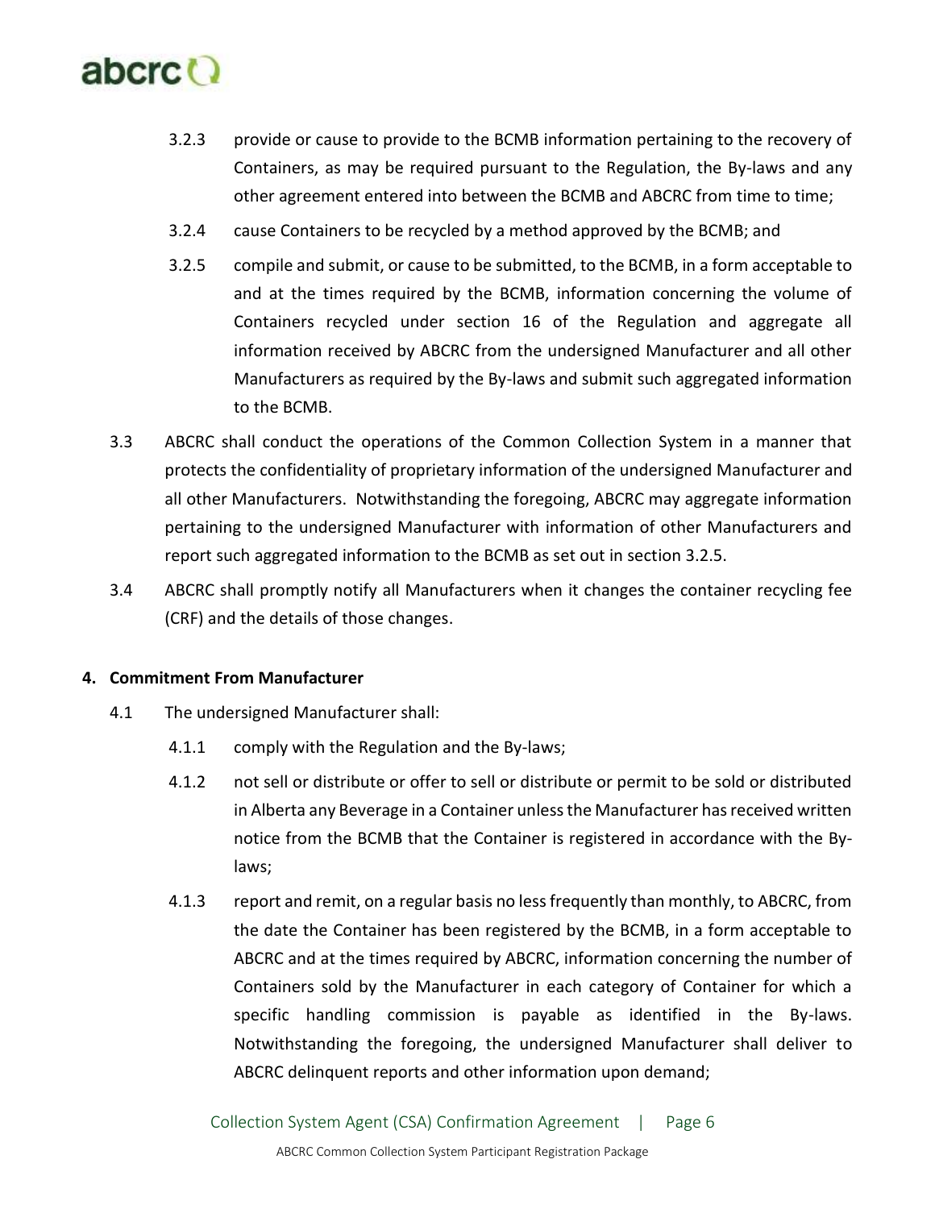3.2.3 provide or cause to provide to the BCMB information pertaining to the recovery of Containers, as may be required pursuant to the Regulation, the By-laws and any other agreement entered into between the BCMB and ABCRC from time to time;

3.2.4 cause Containers to be recycled by a method approved by the BCMB; and

3.2.5 compile and submit, or cause to be submitted, to the BCMB, in a form acceptable to and at the times required by the BCMB, information concerning the volume of Containers recycled under section 16 of the Regulation and aggregate all information received by ABCRC from the undersigned Manufacturer and all other Manufacturers as required by the By-laws and submit such aggregated information to the BCMB.

3.3 ABCRC shall conduct the operations of the Common Collection System in a manner that protects the confidentiality of proprietary information of the undersigned Manufacturer and all other Manufacturers. Notwithstanding the foregoing, ABCRC may aggregate information pertaining to the undersigned Manufacturer with information of other Manufacturers and report such aggregated information to the BCMB as set out in section 3.2.5.

3.4 ABCRC shall promptly notify all Manufacturers when it changes the container recycling fee (CRF) and the details of those changes.

**4. Commitment From Manufacturer**

4.1 The undersigned Manufacturer shall:

4.1.1 comply with the Regulation and the By-laws;

4.1.2 not sell or distribute or offer to sell or distribute or permit to be sold or distributed in Alberta any Beverage in a Container unless the Manufacturer has received written notice from the BCMB that the Container is registered in accordance with the By-laws;

4.1.3 report and remit, on a regular basis no less frequently than monthly, to ABCRC, from the date the Container has been registered by the BCMB, in a form acceptable to ABCRC and at the times required by ABCRC, information concerning the number of Containers sold by the Manufacturer in each category of Container for which a specific handling commission is payable as identified in the By-laws. Notwithstanding the foregoing, the undersigned Manufacturer shall deliver to ABCRC delinquent reports and other information upon demand;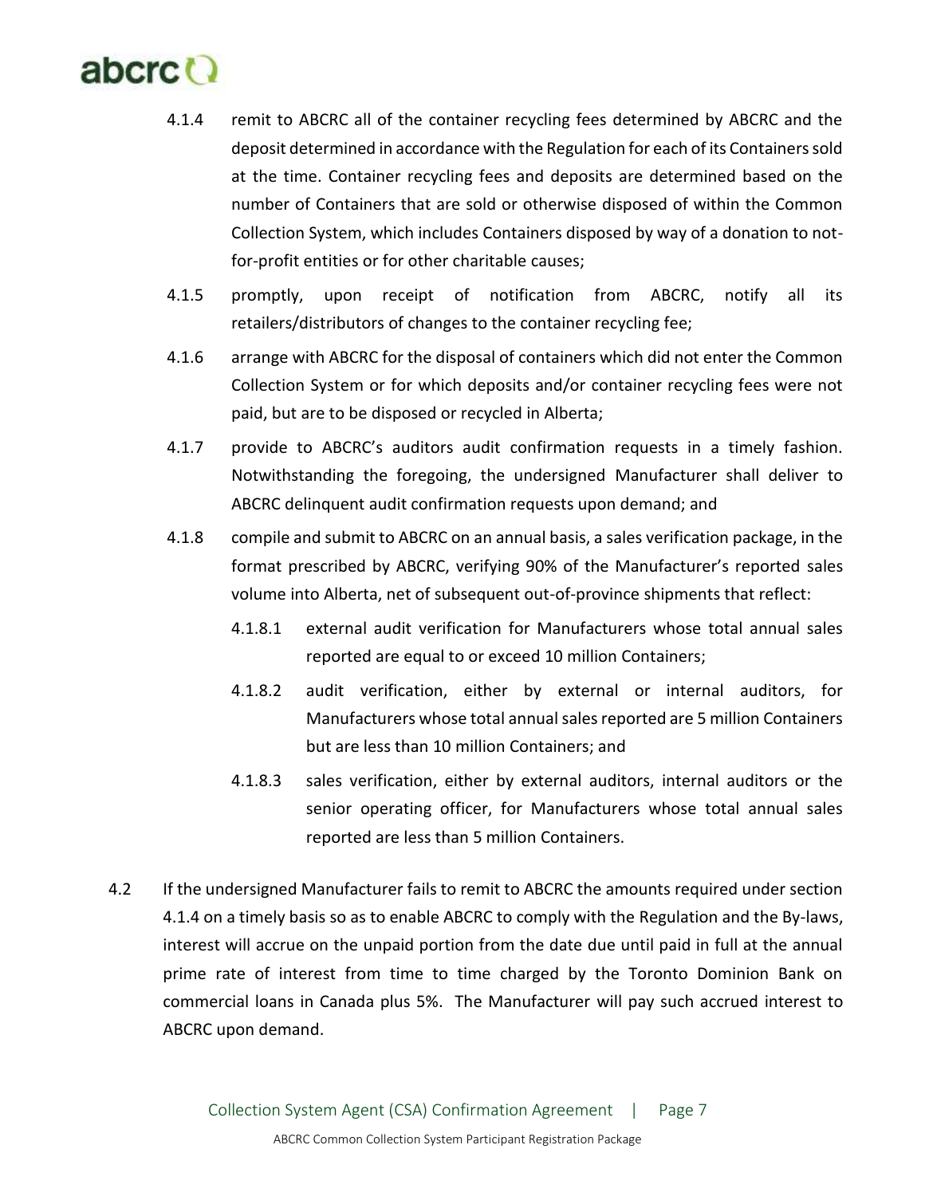4.1.4 remit to ABCRC all of the container recycling fees determined by ABCRC and the deposit determined in accordance with the Regulation for each of its Containers sold at the time. Container recycling fees and deposits are determined based on the number of Containers that are sold or otherwise disposed of within the Common Collection System, which includes Containers disposed by way of a donation to not-for-profit entities or for other charitable causes;

4.1.5 promptly, upon receipt of notification from ABCRC, notify all its retailers/distributors of changes to the container recycling fee;

4.1.6 arrange with ABCRC for the disposal of containers which did not enter the Common Collection System or for which deposits and/or container recycling fees were not paid, but are to be disposed or recycled in Alberta;

4.1.7 provide to ABCRC's auditors audit confirmation requests in a timely fashion. Notwithstanding the foregoing, the undersigned Manufacturer shall deliver to ABCRC delinquent audit confirmation requests upon demand; and

4.1.8 compile and submit to ABCRC on an annual basis, a sales verification package, in the format prescribed by ABCRC, verifying 90% of the Manufacturer's reported sales volume into Alberta, net of subsequent out-of-province shipments that reflect:

4.1.8.1 external audit verification for Manufacturers whose total annual sales reported are equal to or exceed 10 million Containers;

4.1.8.2 audit verification, either by external or internal auditors, for Manufacturers whose total annual sales reported are 5 million Containers but are less than 10 million Containers; and

4.1.8.3 sales verification, either by external auditors, internal auditors or the senior operating officer, for Manufacturers whose total annual sales reported are less than 5 million Containers.

4.2 If the undersigned Manufacturer fails to remit to ABCRC the amounts required under section 4.1.4 on a timely basis so as to enable ABCRC to comply with the Regulation and the By-laws, interest will accrue on the unpaid portion from the date due until paid in full at the annual prime rate of interest from time to time charged by the Toronto Dominion Bank on commercial loans in Canada plus 5%. The Manufacturer will pay such accrued interest to ABCRC upon demand.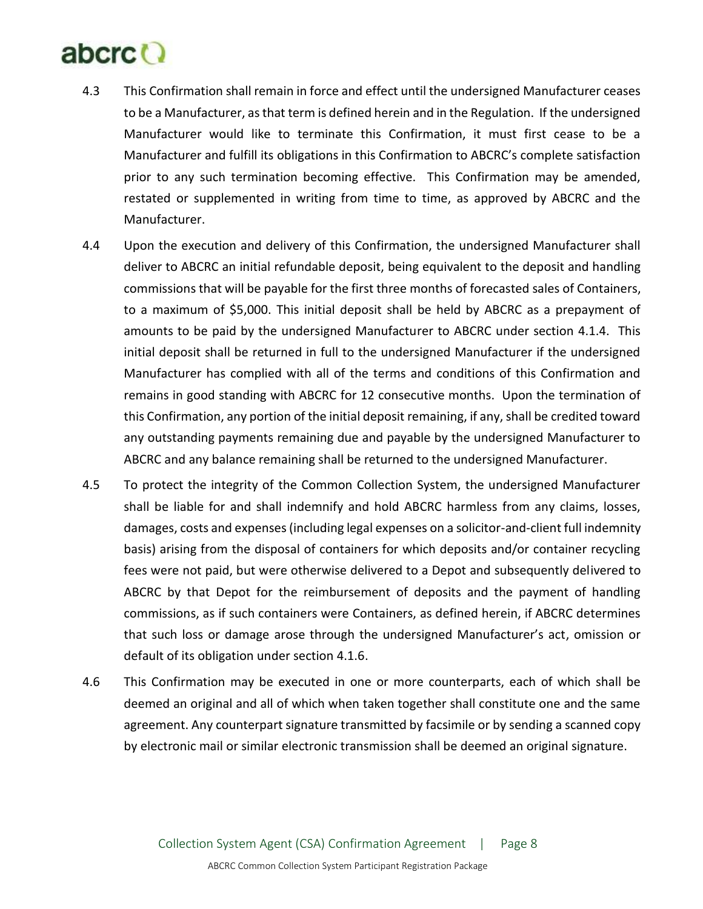4.3 This Confirmation shall remain in force and effect until the undersigned Manufacturer ceases to be a Manufacturer, as that term is defined herein and in the Regulation. If the undersigned Manufacturer would like to terminate this Confirmation, it must first cease to be a Manufacturer and fulfill its obligations in this Confirmation to ABCRC's complete satisfaction prior to any such termination becoming effective. This Confirmation may be amended, restated or supplemented in writing from time to time, as approved by ABCRC and the Manufacturer.

4.4 Upon the execution and delivery of this Confirmation, the undersigned Manufacturer shall deliver to ABCRC an initial refundable deposit, being equivalent to the deposit and handling commissions that will be payable for the first three months of forecasted sales of Containers, to a maximum of $5,000. This initial deposit shall be held by ABCRC as a prepayment of amounts to be paid by the undersigned Manufacturer to ABCRC under section 4.1.4. This initial deposit shall be returned in full to the undersigned Manufacturer if the undersigned Manufacturer has complied with all of the terms and conditions of this Confirmation and remains in good standing with ABCRC for 12 consecutive months. Upon the termination of this Confirmation, any portion of the initial deposit remaining, if any, shall be credited toward any outstanding payments remaining due and payable by the undersigned Manufacturer to ABCRC and any balance remaining shall be returned to the undersigned Manufacturer.

4.5 To protect the integrity of the Common Collection System, the undersigned Manufacturer shall be liable for and shall indemnify and hold ABCRC harmless from any claims, losses, damages, costs and expenses (including legal expenses on a solicitor-and-client full indemnity basis) arising from the disposal of containers for which deposits and/or container recycling fees were not paid, but were otherwise delivered to a Depot and subsequently delivered to ABCRC by that Depot for the reimbursement of deposits and the payment of handling commissions, as if such containers were Containers, as defined herein, if ABCRC determines that such loss or damage arose through the undersigned Manufacturer's act, omission or default of its obligation under section 4.1.6.

4.6 This Confirmation may be executed in one or more counterparts, each of which shall be deemed an original and all of which when taken together shall constitute one and the same agreement. Any counterpart signature transmitted by facsimile or by sending a scanned copy by electronic mail or similar electronic transmission shall be deemed an original signature.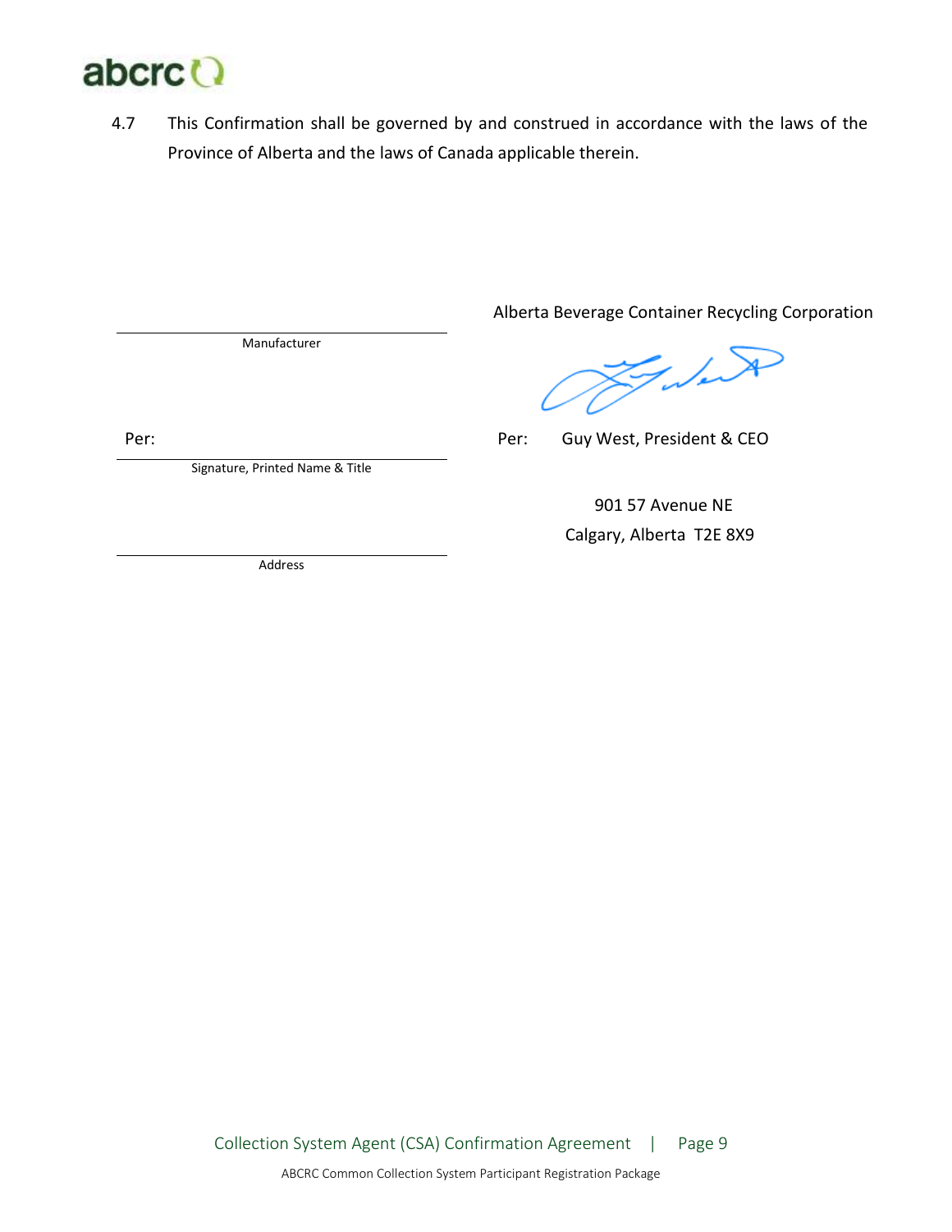4.7 This Confirmation shall be governed by and construed in accordance with the laws of the Province of Alberta and the laws of Canada applicable therein.

| | |
|---|---|
| ______________________________ | Alberta Beverage Container Recycling Corporation |
| Manufacturer | |
| Per: ______________________________ | Per: Guy West, President & CEO |
| Signature, Printed Name & Title | |
| ______________________________ | 901 57 Avenue NE<br>Calgary, Alberta T2E 8X9 |
| Address | |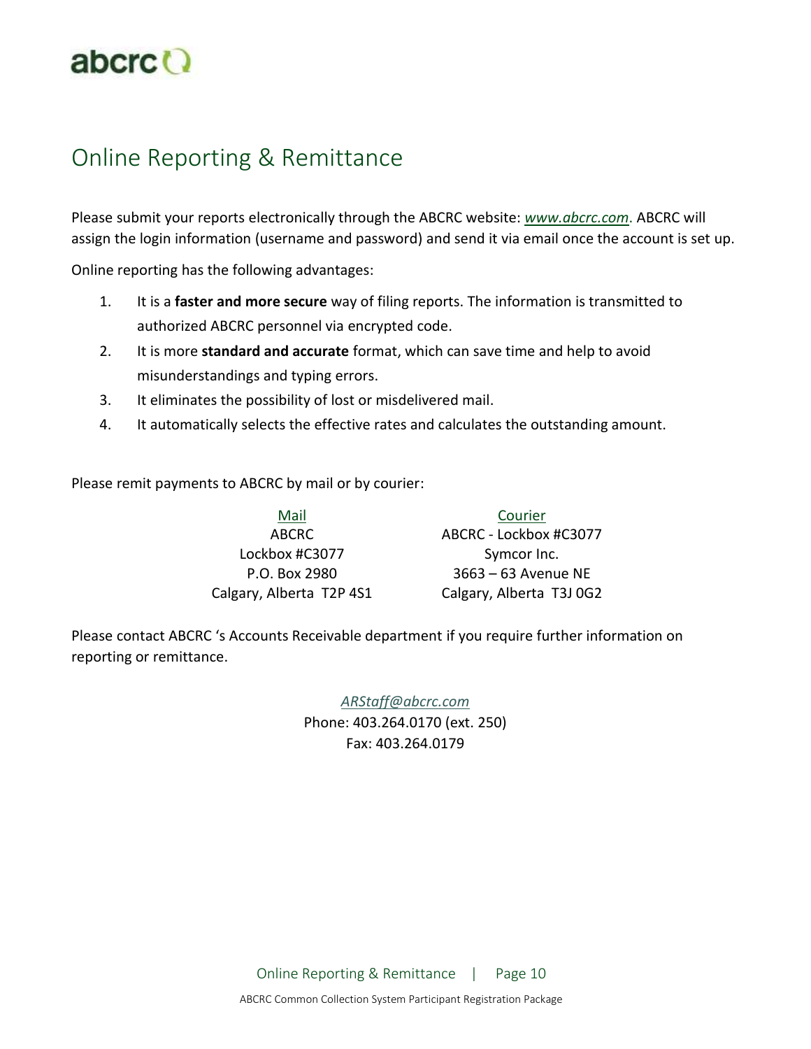# Online Reporting & Remittance

Please submit your reports electronically through the ABCRC website: *www.abcrc.com*. ABCRC will assign the login information (username and password) and send it via email once the account is set up.

Online reporting has the following advantages:

1. It is a **faster and more secure** way of filing reports. The information is transmitted to authorized ABCRC personnel via encrypted code.
2. It is more **standard and accurate** format, which can save time and help to avoid misunderstandings and typing errors.
3. It eliminates the possibility of lost or misdelivered mail.
4. It automatically selects the effective rates and calculates the outstanding amount.

Please remit payments to ABCRC by mail or by courier:

| Mail | Courier |
|---|---|
| ABCRC | ABCRC - Lockbox #C3077 |
| Lockbox #C3077 | Symcor Inc. |
| P.O. Box 2980 | 3663 – 63 Avenue NE |
| Calgary, Alberta T2P 4S1 | Calgary, Alberta T3J 0G2 |

Please contact ABCRC 's Accounts Receivable department if you require further information on reporting or remittance.

*ARStaff@abcrc.com*
Phone: 403.264.0170 (ext. 250)
Fax: 403.264.0179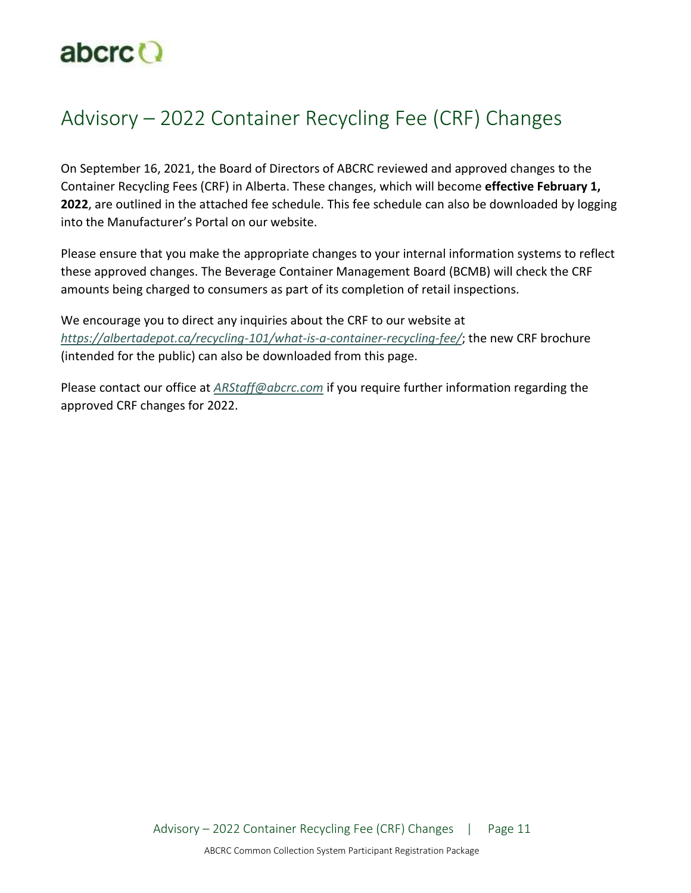# Advisory – 2022 Container Recycling Fee (CRF) Changes

On September 16, 2021, the Board of Directors of ABCRC reviewed and approved changes to the Container Recycling Fees (CRF) in Alberta. These changes, which will become **effective February 1, 2022**, are outlined in the attached fee schedule. This fee schedule can also be downloaded by logging into the Manufacturer's Portal on our website.

Please ensure that you make the appropriate changes to your internal information systems to reflect these approved changes. The Beverage Container Management Board (BCMB) will check the CRF amounts being charged to consumers as part of its completion of retail inspections.

We encourage you to direct any inquiries about the CRF to our website at *https://albertadepot.ca/recycling-101/what-is-a-container-recycling-fee/*; the new CRF brochure (intended for the public) can also be downloaded from this page.

Please contact our office at *ARStaff@abcrc.com* if you require further information regarding the approved CRF changes for 2022.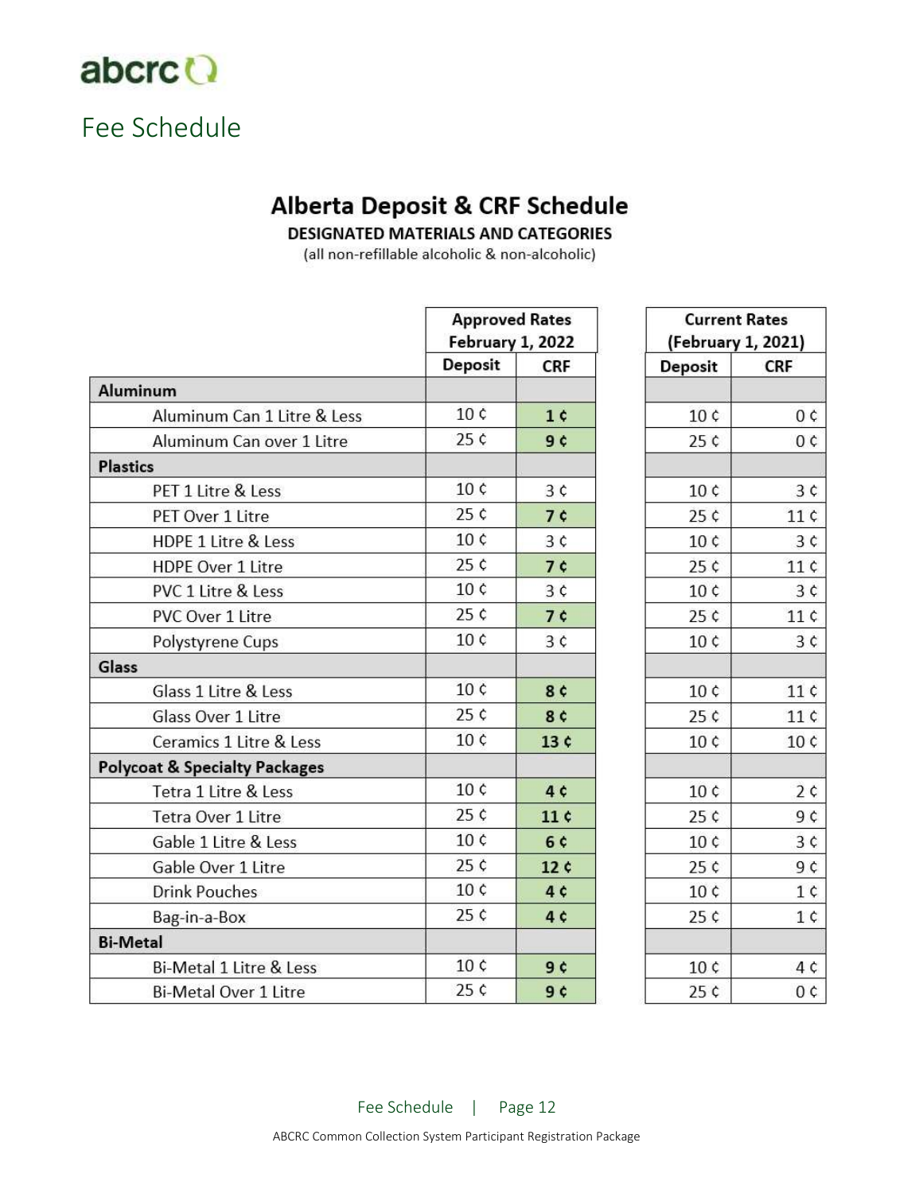# Fee Schedule

## Alberta Deposit & CRF Schedule

**DESIGNATED MATERIALS AND CATEGORIES**

(all non-refillable alcoholic & non-alcoholic)

| | Approved Rates February 1, 2022 | | Current Rates (February 1, 2021) | |
|---|---|---|---|---|
| | Deposit | CRF | Deposit | CRF |
| **Aluminum** | | | | |
| Aluminum Can 1 Litre & Less | 10 ¢ | **1 ¢** | 10 ¢ | 0 ¢ |
| Aluminum Can over 1 Litre | 25 ¢ | **9 ¢** | 25 ¢ | 0 ¢ |
| **Plastics** | | | | |
| PET 1 Litre & Less | 10 ¢ | 3 ¢ | 10 ¢ | 3 ¢ |
| PET Over 1 Litre | 25 ¢ | **7 ¢** | 25 ¢ | 11 ¢ |
| HDPE 1 Litre & Less | 10 ¢ | 3 ¢ | 10 ¢ | 3 ¢ |
| HDPE Over 1 Litre | 25 ¢ | **7 ¢** | 25 ¢ | 11 ¢ |
| PVC 1 Litre & Less | 10 ¢ | 3 ¢ | 10 ¢ | 3 ¢ |
| PVC Over 1 Litre | 25 ¢ | **7 ¢** | 25 ¢ | 11 ¢ |
| Polystyrene Cups | 10 ¢ | 3 ¢ | 10 ¢ | 3 ¢ |
| **Glass** | | | | |
| Glass 1 Litre & Less | 10 ¢ | **8 ¢** | 10 ¢ | 11 ¢ |
| Glass Over 1 Litre | 25 ¢ | **8 ¢** | 25 ¢ | 11 ¢ |
| Ceramics 1 Litre & Less | 10 ¢ | **13 ¢** | 10 ¢ | 10 ¢ |
| **Polycoat & Specialty Packages** | | | | |
| Tetra 1 Litre & Less | 10 ¢ | **4 ¢** | 10 ¢ | 2 ¢ |
| Tetra Over 1 Litre | 25 ¢ | **11 ¢** | 25 ¢ | 9 ¢ |
| Gable 1 Litre & Less | 10 ¢ | **6 ¢** | 10 ¢ | 3 ¢ |
| Gable Over 1 Litre | 25 ¢ | **12 ¢** | 25 ¢ | 9 ¢ |
| Drink Pouches | 10 ¢ | **4 ¢** | 10 ¢ | 1 ¢ |
| Bag-in-a-Box | 25 ¢ | **4 ¢** | 25 ¢ | 1 ¢ |
| **Bi-Metal** | | | | |
| Bi-Metal 1 Litre & Less | 10 ¢ | **9 ¢** | 10 ¢ | 4 ¢ |
| Bi-Metal Over 1 Litre | 25 ¢ | **9 ¢** | 25 ¢ | 0 ¢ |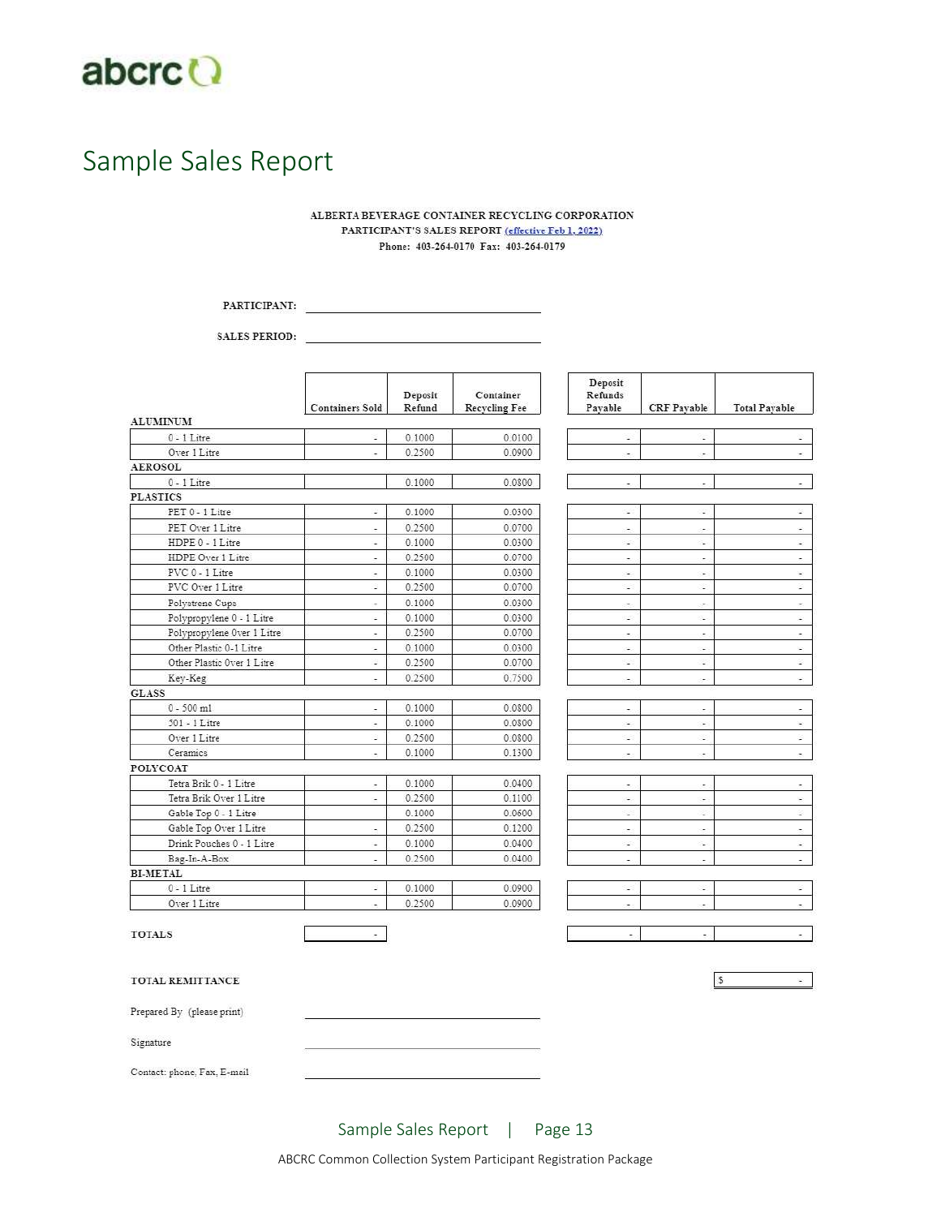# Sample Sales Report

**ALBERTA BEVERAGE CONTAINER RECYCLING CORPORATION**
**PARTICIPANT'S SALES REPORT** (effective Feb 1, 2022)
**Phone: 403-264-0170 Fax: 403-264-0179**

**PARTICIPANT:** ______________________

**SALES PERIOD:** ______________________

| | Containers Sold | Deposit Refund | Container Recycling Fee | Deposit Refunds Payable | CRF Payable | Total Payable |
|---|---|---|---|---|---|---|
| **ALUMINUM** | | | | | | |
| 0 - 1 Litre | - | 0.1000 | 0.0100 | - | - | - |
| Over 1 Litre | - | 0.2500 | 0.0900 | - | - | - |
| **AEROSOL** | | | | | | |
| 0 - 1 Litre | | 0.1000 | 0.0800 | - | - | - |
| **PLASTICS** | | | | | | |
| PET 0 - 1 Litre | - | 0.1000 | 0.0300 | - | - | - |
| PET Over 1 Litre | - | 0.2500 | 0.0700 | - | - | - |
| HDPE 0 - 1 Litre | - | 0.1000 | 0.0300 | - | - | - |
| HDPE Over 1 Litre | - | 0.2500 | 0.0700 | - | - | - |
| PVC 0 - 1 Litre | - | 0.1000 | 0.0300 | - | - | - |
| PVC Over 1 Litre | - | 0.2500 | 0.0700 | - | - | - |
| Polystrene Cups | - | 0.1000 | 0.0300 | - | - | - |
| Polypropylene 0 - 1 Litre | - | 0.1000 | 0.0300 | - | - | - |
| Polypropylene Over 1 Litre | - | 0.2500 | 0.0700 | - | - | - |
| Other Plastic 0-1 Litre | - | 0.1000 | 0.0300 | - | - | - |
| Other Plastic Over 1 Litre | - | 0.2500 | 0.0700 | - | - | - |
| Key-Keg | - | 0.2500 | 0.7500 | - | - | - |
| **GLASS** | | | | | | |
| 0 - 500 ml | - | 0.1000 | 0.0800 | - | - | - |
| 501 - 1 Litre | - | 0.1000 | 0.0800 | - | - | - |
| Over 1 Litre | - | 0.2500 | 0.0800 | - | - | - |
| Ceramics | - | 0.1000 | 0.1300 | - | - | - |
| **POLYCOAT** | | | | | | |
| Tetra Brik 0 - 1 Litre | - | 0.1000 | 0.0400 | - | - | - |
| Tetra Brik Over 1 Litre | - | 0.2500 | 0.1100 | - | - | - |
| Gable Top 0 - 1 Litre | | 0.1000 | 0.0600 | - | - | - |
| Gable Top Over 1 Litre | - | 0.2500 | 0.1200 | - | - | - |
| Drink Pouches 0 - 1 Litre | - | 0.1000 | 0.0400 | - | - | - |
| Bag-In-A-Box | - | 0.2500 | 0.0400 | - | - | - |
| **BI-METAL** | | | | | | |
| 0 - 1 Litre | - | 0.1000 | 0.0900 | - | - | - |
| Over 1 Litre | - | 0.2500 | 0.0900 | - | - | - |
| **TOTALS** | - | | | - | - | - |

**TOTAL REMITTANCE** $ -

Prepared By (please print) ______________________

Signature ______________________

Contact: phone, Fax, E-mail ______________________